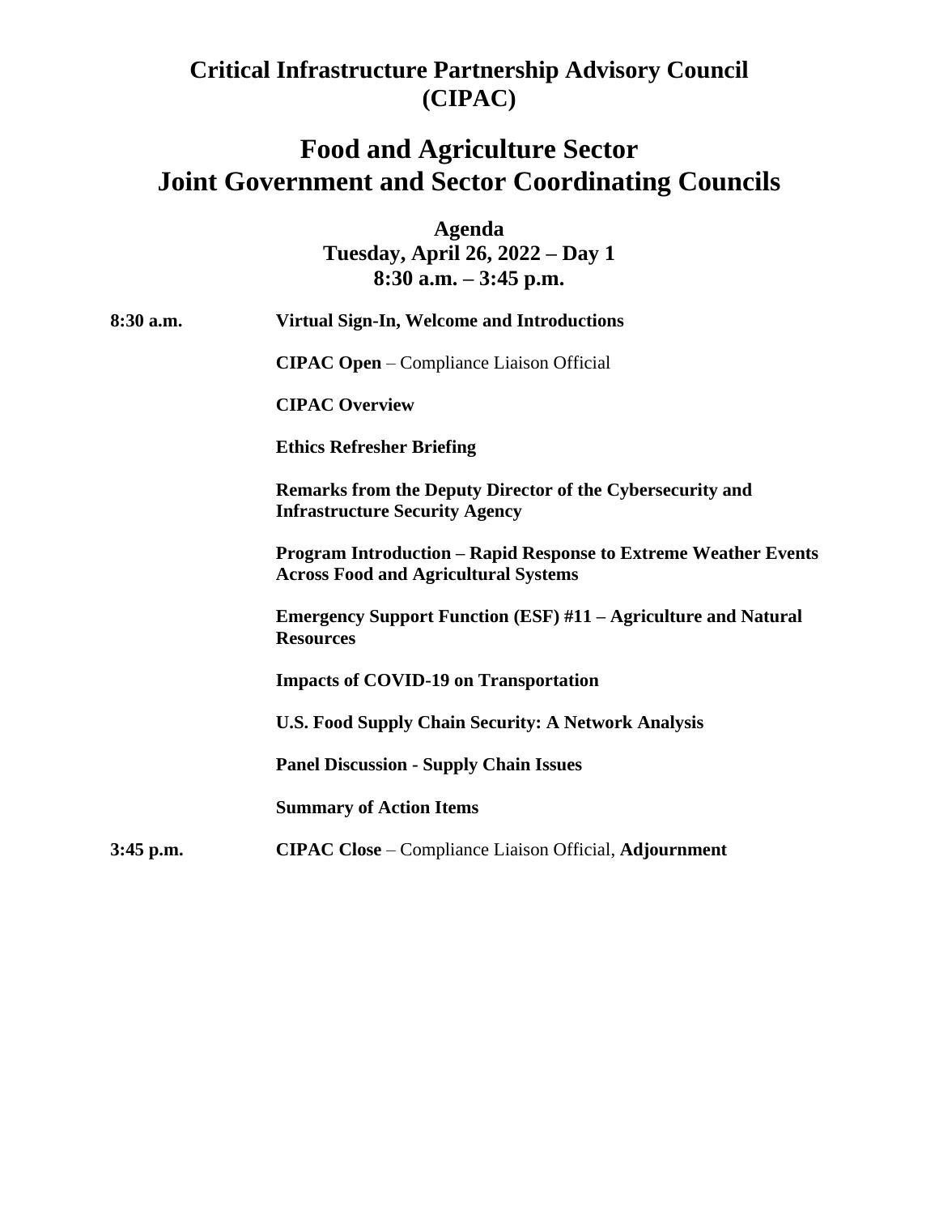# Critical Infrastructure Partnership Advisory Council (CIPAC)

# Food and Agriculture Sector
# Joint Government and Sector Coordinating Councils

### Agenda
### Tuesday, April 26, 2022 – Day 1
### 8:30 a.m. – 3:45 p.m.

**8:30 a.m.** **Virtual Sign-In, Welcome and Introductions**

**CIPAC Open** – Compliance Liaison Official

**CIPAC Overview**

**Ethics Refresher Briefing**

**Remarks from the Deputy Director of the Cybersecurity and Infrastructure Security Agency**

**Program Introduction – Rapid Response to Extreme Weather Events Across Food and Agricultural Systems**

**Emergency Support Function (ESF) #11 – Agriculture and Natural Resources**

**Impacts of COVID-19 on Transportation**

**U.S. Food Supply Chain Security: A Network Analysis**

**Panel Discussion - Supply Chain Issues**

**Summary of Action Items**

**3:45 p.m.** **CIPAC Close** – Compliance Liaison Official, **Adjournment**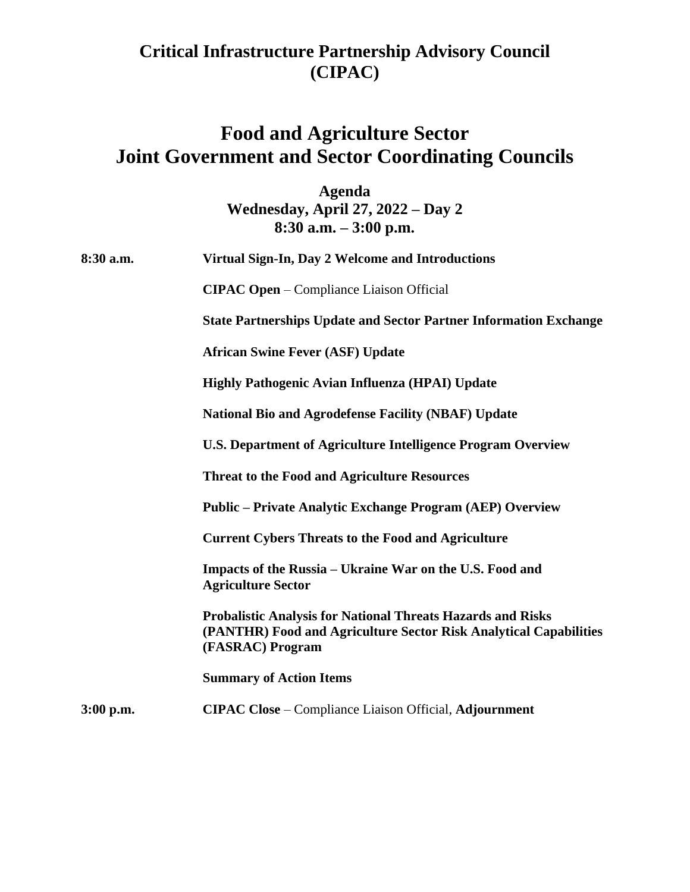# Critical Infrastructure Partnership Advisory Council (CIPAC)

# Food and Agriculture Sector Joint Government and Sector Coordinating Councils

**Agenda**
**Wednesday, April 27, 2022 – Day 2**
**8:30 a.m. – 3:00 p.m.**

| | |
|---|---|
| **8:30 a.m.** | **Virtual Sign-In, Day 2 Welcome and Introductions** |
| | **CIPAC Open** – Compliance Liaison Official |
| | **State Partnerships Update and Sector Partner Information Exchange** |
| | **African Swine Fever (ASF) Update** |
| | **Highly Pathogenic Avian Influenza (HPAI) Update** |
| | **National Bio and Agrodefense Facility (NBAF) Update** |
| | **U.S. Department of Agriculture Intelligence Program Overview** |
| | **Threat to the Food and Agriculture Resources** |
| | **Public – Private Analytic Exchange Program (AEP) Overview** |
| | **Current Cybers Threats to the Food and Agriculture** |
| | **Impacts of the Russia – Ukraine War on the U.S. Food and Agriculture Sector** |
| | **Probalistic Analysis for National Threats Hazards and Risks (PANTHR) Food and Agriculture Sector Risk Analytical Capabilities (FASRAC) Program** |
| | **Summary of Action Items** |
| **3:00 p.m.** | **CIPAC Close** – Compliance Liaison Official, **Adjournment** |